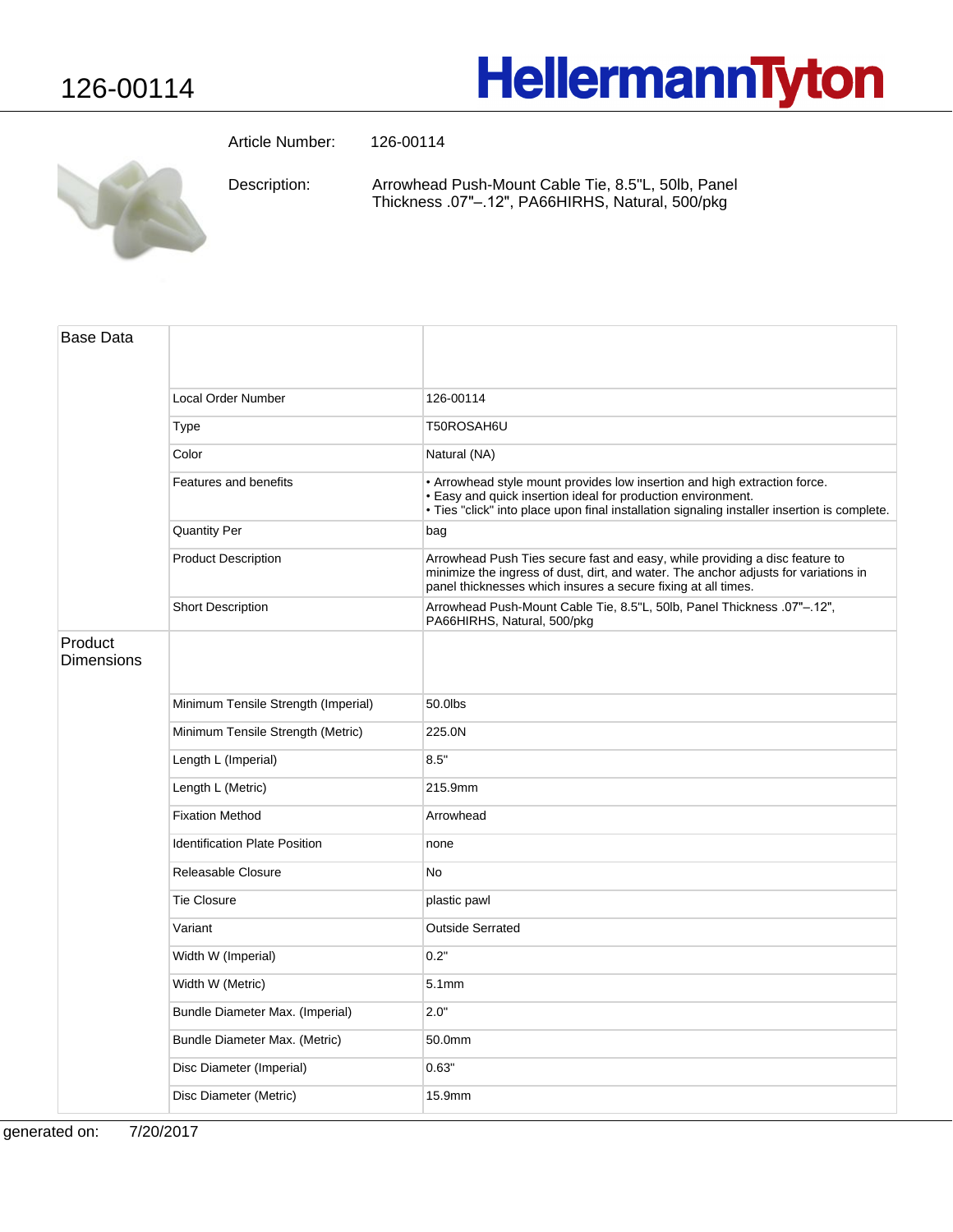# 126-00114

HellermannTyton

Article Number: 126-00114

Description: Arrowhead Push-Mount Cable Tie, 8.5"L, 50lb, Panel Thickness .07"–.12", PA66HIRHS, Natural, 500/pkg

| Base Data | | |
|---|---|---|
| | Local Order Number | 126-00114 |
| | Type | T50ROSAH6U |
| | Color | Natural (NA) |
| | Features and benefits | • Arrowhead style mount provides low insertion and high extraction force.<br>• Easy and quick insertion ideal for production environment.<br>• Ties "click" into place upon final installation signaling installer insertion is complete. |
| | Quantity Per | bag |
| | Product Description | Arrowhead Push Ties secure fast and easy, while providing a disc feature to minimize the ingress of dust, dirt, and water. The anchor adjusts for variations in panel thicknesses which insures a secure fixing at all times. |
| | Short Description | Arrowhead Push-Mount Cable Tie, 8.5"L, 50lb, Panel Thickness .07"–.12", PA66HIRHS, Natural, 500/pkg |
| **Product Dimensions** | | |
| | Minimum Tensile Strength (Imperial) | 50.0lbs |
| | Minimum Tensile Strength (Metric) | 225.0N |
| | Length L (Imperial) | 8.5" |
| | Length L (Metric) | 215.9mm |
| | Fixation Method | Arrowhead |
| | Identification Plate Position | none |
| | Releasable Closure | No |
| | Tie Closure | plastic pawl |
| | Variant | Outside Serrated |
| | Width W (Imperial) | 0.2" |
| | Width W (Metric) | 5.1mm |
| | Bundle Diameter Max. (Imperial) | 2.0" |
| | Bundle Diameter Max. (Metric) | 50.0mm |
| | Disc Diameter (Imperial) | 0.63" |
| | Disc Diameter (Metric) | 15.9mm |

generated on: 7/20/2017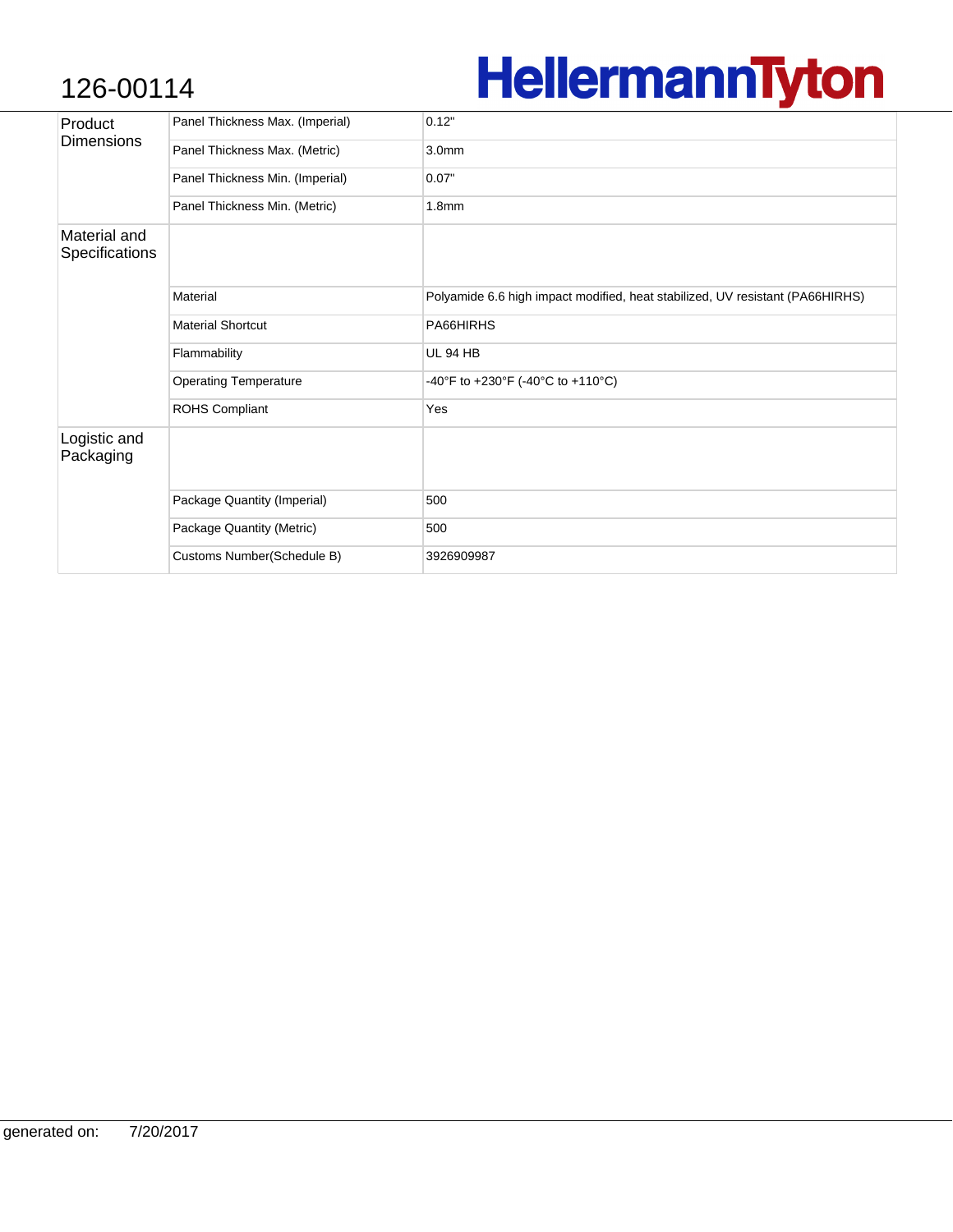# 126-00114

HellermannTyton

| | | |
|---|---|---|
| Product Dimensions | Panel Thickness Max. (Imperial) | 0.12" |
| | Panel Thickness Max. (Metric) | 3.0mm |
| | Panel Thickness Min. (Imperial) | 0.07" |
| | Panel Thickness Min. (Metric) | 1.8mm |
| Material and Specifications | | |
| | Material | Polyamide 6.6 high impact modified, heat stabilized, UV resistant (PA66HIRHS) |
| | Material Shortcut | PA66HIRHS |
| | Flammability | UL 94 HB |
| | Operating Temperature | -40°F to +230°F (-40°C to +110°C) |
| | ROHS Compliant | Yes |
| Logistic and Packaging | | |
| | Package Quantity (Imperial) | 500 |
| | Package Quantity (Metric) | 500 |
| | Customs Number(Schedule B) | 3926909987 |

generated on: 7/20/2017